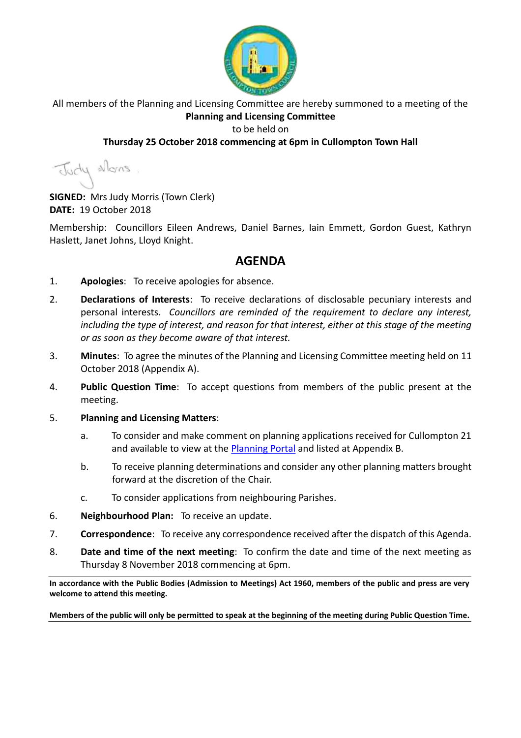All members of the Planning and Licensing Committee are hereby summoned to a meeting of the

**Planning and Licensing Committee**

to be held on

**Thursday 25 October 2018 commencing at 6pm in Cullompton Town Hall**

**SIGNED:** Mrs Judy Morris (Town Clerk)
**DATE:** 19 October 2018

Membership: Councillors Eileen Andrews, Daniel Barnes, Iain Emmett, Gordon Guest, Kathryn Haslett, Janet Johns, Lloyd Knight.

## AGENDA

1. **Apologies**: To receive apologies for absence.

2. **Declarations of Interests**: To receive declarations of disclosable pecuniary interests and personal interests. *Councillors are reminded of the requirement to declare any interest, including the type of interest, and reason for that interest, either at this stage of the meeting or as soon as they become aware of that interest.*

3. **Minutes**: To agree the minutes of the Planning and Licensing Committee meeting held on 11 October 2018 (Appendix A).

4. **Public Question Time**: To accept questions from members of the public present at the meeting.

5. **Planning and Licensing Matters**:

   a. To consider and make comment on planning applications received for Cullompton 21 and available to view at the Planning Portal and listed at Appendix B.

   b. To receive planning determinations and consider any other planning matters brought forward at the discretion of the Chair.

   c. To consider applications from neighbouring Parishes.

6. **Neighbourhood Plan:** To receive an update.

7. **Correspondence**: To receive any correspondence received after the dispatch of this Agenda.

8. **Date and time of the next meeting**: To confirm the date and time of the next meeting as Thursday 8 November 2018 commencing at 6pm.

---

**In accordance with the Public Bodies (Admission to Meetings) Act 1960, members of the public and press are very welcome to attend this meeting.**

**Members of the public will only be permitted to speak at the beginning of the meeting during Public Question Time.**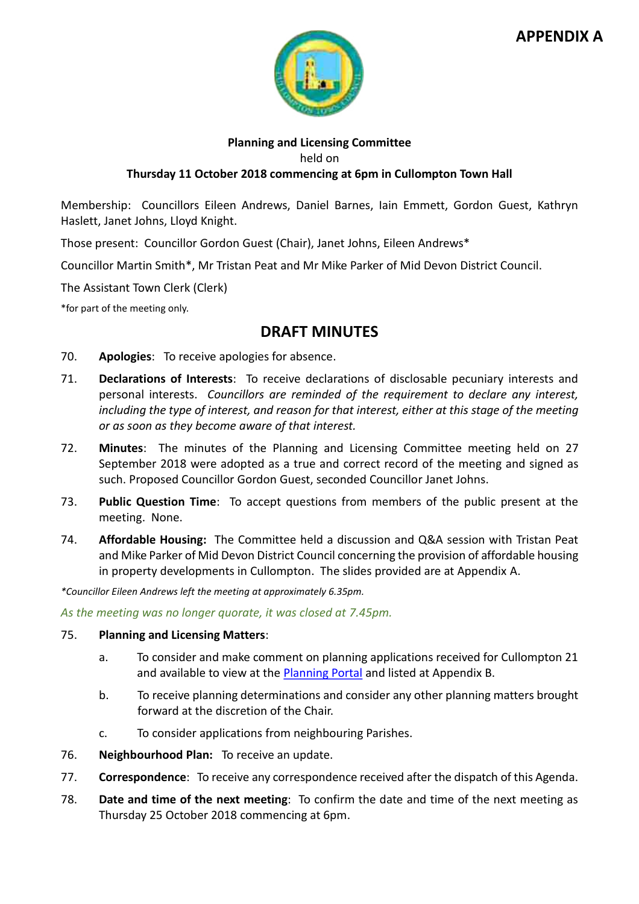**APPENDIX A**

**Planning and Licensing Committee**
held on
**Thursday 11 October 2018 commencing at 6pm in Cullompton Town Hall**

Membership: Councillors Eileen Andrews, Daniel Barnes, Iain Emmett, Gordon Guest, Kathryn Haslett, Janet Johns, Lloyd Knight.

Those present: Councillor Gordon Guest (Chair), Janet Johns, Eileen Andrews*

Councillor Martin Smith*, Mr Tristan Peat and Mr Mike Parker of Mid Devon District Council.

The Assistant Town Clerk (Clerk)

*for part of the meeting only.

## DRAFT MINUTES

70. **Apologies**: To receive apologies for absence.

71. **Declarations of Interests**: To receive declarations of disclosable pecuniary interests and personal interests. *Councillors are reminded of the requirement to declare any interest, including the type of interest, and reason for that interest, either at this stage of the meeting or as soon as they become aware of that interest.*

72. **Minutes**: The minutes of the Planning and Licensing Committee meeting held on 27 September 2018 were adopted as a true and correct record of the meeting and signed as such. Proposed Councillor Gordon Guest, seconded Councillor Janet Johns.

73. **Public Question Time**: To accept questions from members of the public present at the meeting. None.

74. **Affordable Housing:** The Committee held a discussion and Q&A session with Tristan Peat and Mike Parker of Mid Devon District Council concerning the provision of affordable housing in property developments in Cullompton. The slides provided are at Appendix A.

*\*Councillor Eileen Andrews left the meeting at approximately 6.35pm.*

*As the meeting was no longer quorate, it was closed at 7.45pm.*

75. **Planning and Licensing Matters**:

    a. To consider and make comment on planning applications received for Cullompton 21 and available to view at the Planning Portal and listed at Appendix B.

    b. To receive planning determinations and consider any other planning matters brought forward at the discretion of the Chair.

    c. To consider applications from neighbouring Parishes.

76. **Neighbourhood Plan:** To receive an update.

77. **Correspondence**: To receive any correspondence received after the dispatch of this Agenda.

78. **Date and time of the next meeting**: To confirm the date and time of the next meeting as Thursday 25 October 2018 commencing at 6pm.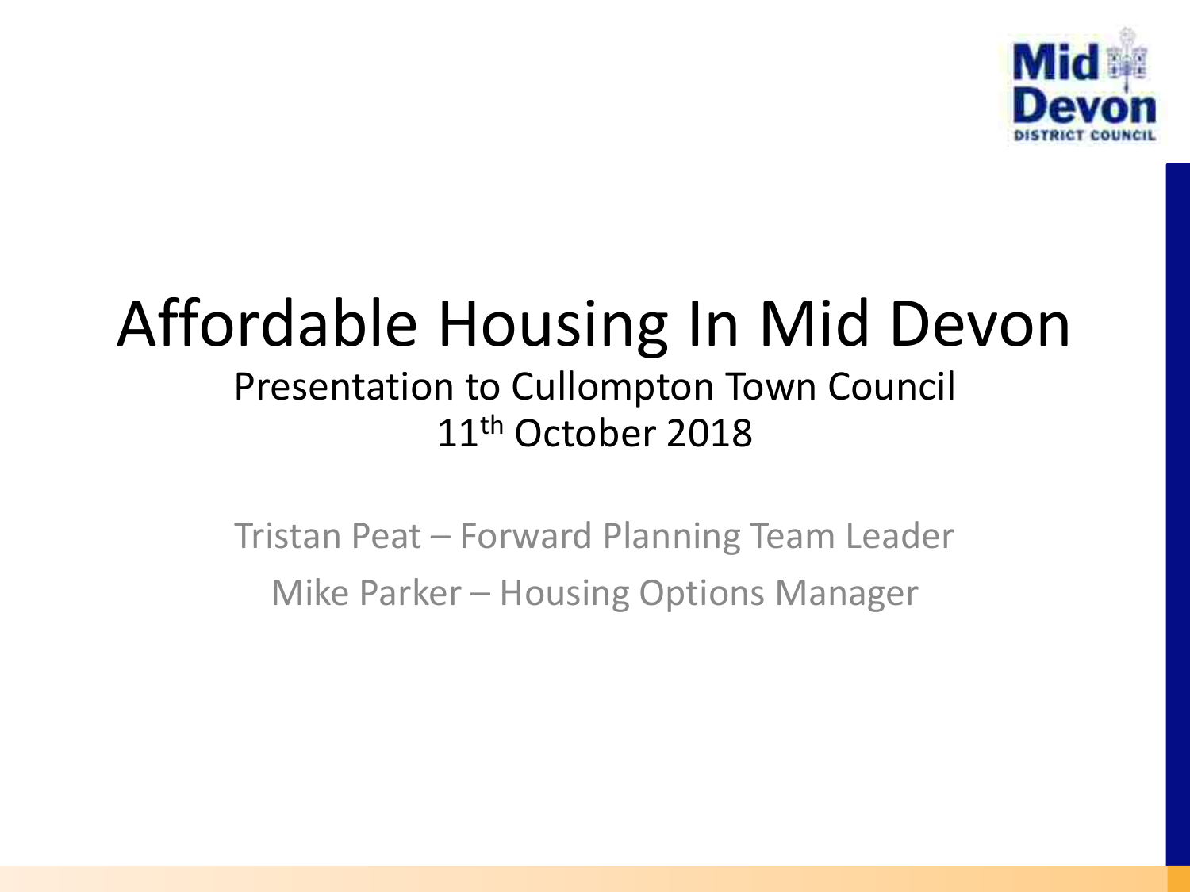# Affordable Housing In Mid Devon

## Presentation to Cullompton Town Council
## 11th October 2018

Tristan Peat – Forward Planning Team Leader

Mike Parker – Housing Options Manager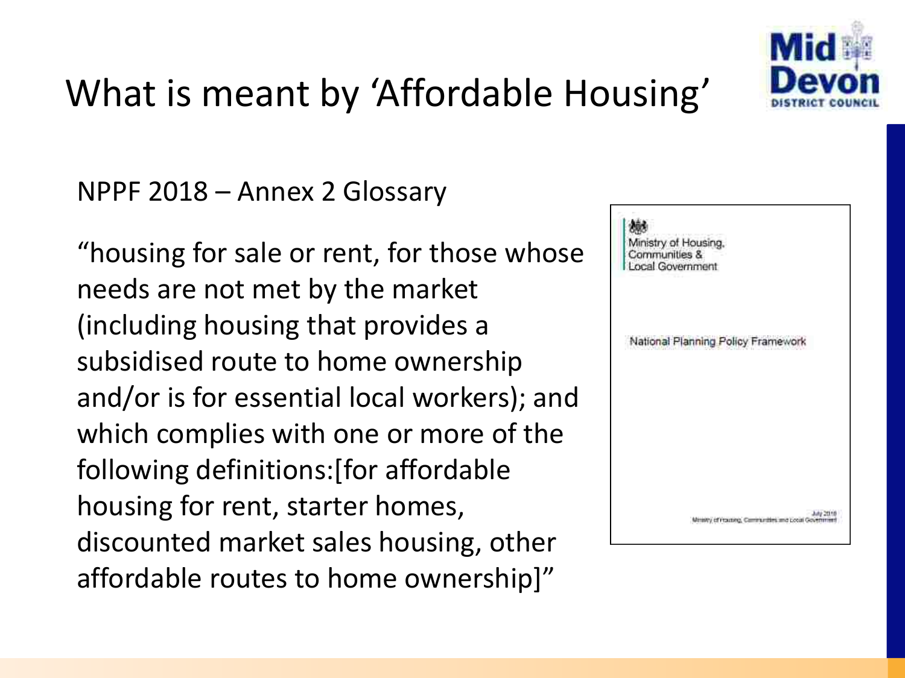# What is meant by 'Affordable Housing'

NPPF 2018 – Annex 2 Glossary

"housing for sale or rent, for those whose needs are not met by the market (including housing that provides a subsidised route to home ownership and/or is for essential local workers); and which complies with one or more of the following definitions:[for affordable housing for rent, starter homes, discounted market sales housing, other affordable routes to home ownership]"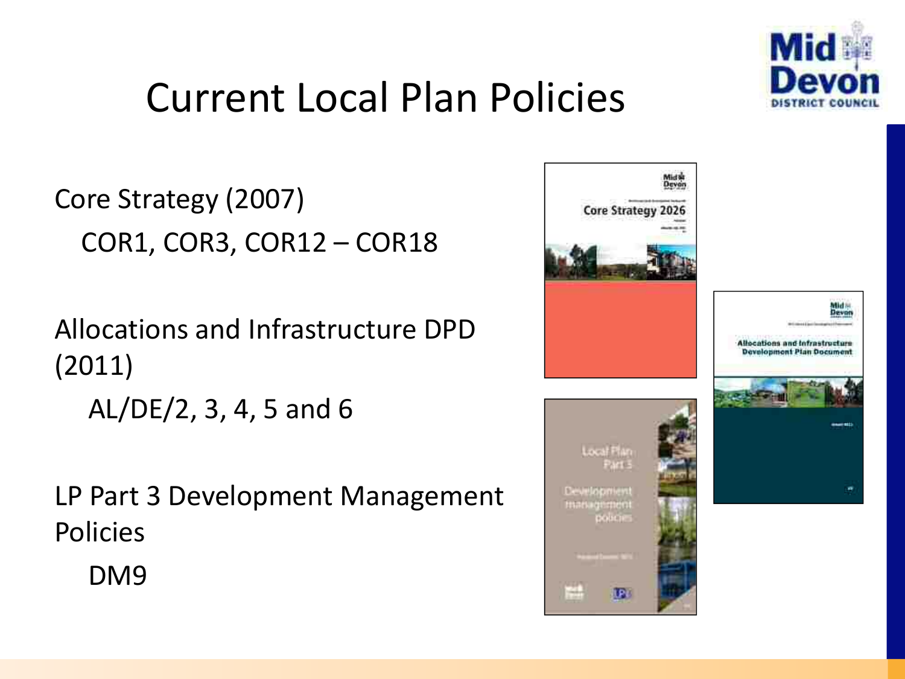# Current Local Plan Policies

Core Strategy (2007)

COR1, COR3, COR12 – COR18

Allocations and Infrastructure DPD (2011)

AL/DE/2, 3, 4, 5 and 6

LP Part 3 Development Management Policies

DM9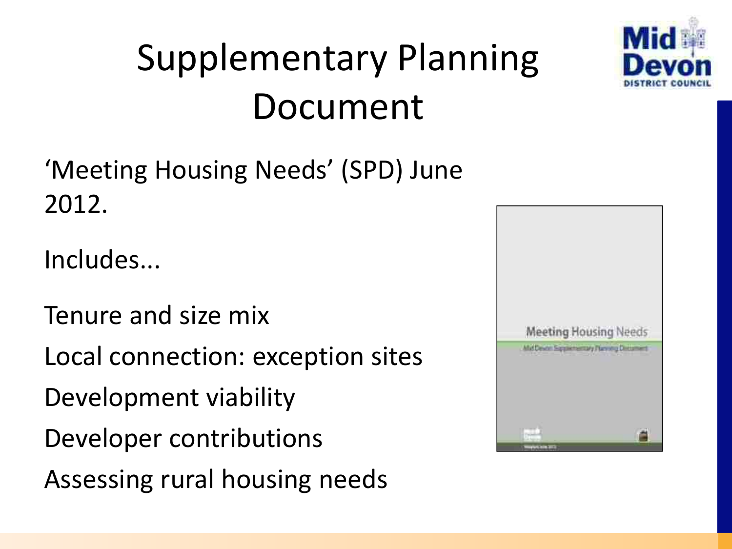# Supplementary Planning Document

'Meeting Housing Needs' (SPD) June 2012.

Includes...

Tenure and size mix

Local connection: exception sites

Development viability

Developer contributions

Assessing rural housing needs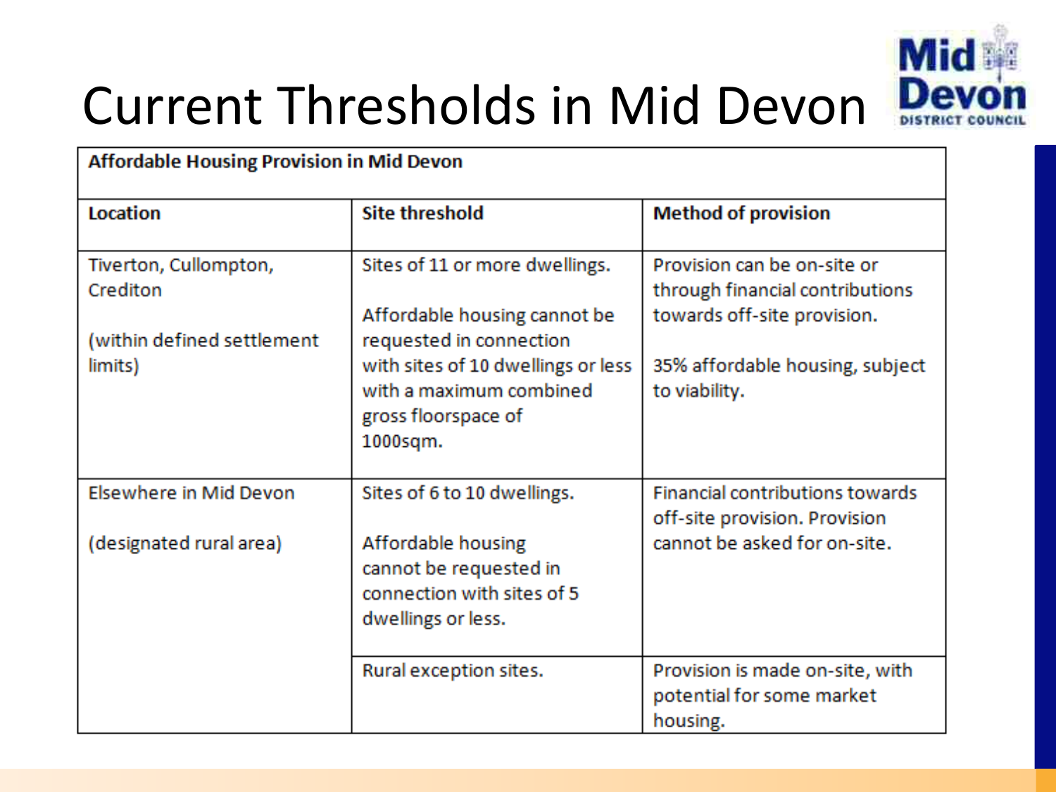# Current Thresholds in Mid Devon

| Affordable Housing Provision in Mid Devon | | |
|---|---|---|
| **Location** | **Site threshold** | **Method of provision** |
| Tiverton, Cullompton, Crediton<br><br>(within defined settlement limits) | Sites of 11 or more dwellings.<br><br>Affordable housing cannot be requested in connection with sites of 10 dwellings or less with a maximum combined gross floorspace of 1000sqm. | Provision can be on-site or through financial contributions towards off-site provision.<br><br>35% affordable housing, subject to viability. |
| Elsewhere in Mid Devon<br><br>(designated rural area) | Sites of 6 to 10 dwellings.<br><br>Affordable housing cannot be requested in connection with sites of 5 dwellings or less. | Financial contributions towards off-site provision. Provision cannot be asked for on-site. |
| | Rural exception sites. | Provision is made on-site, with potential for some market housing. |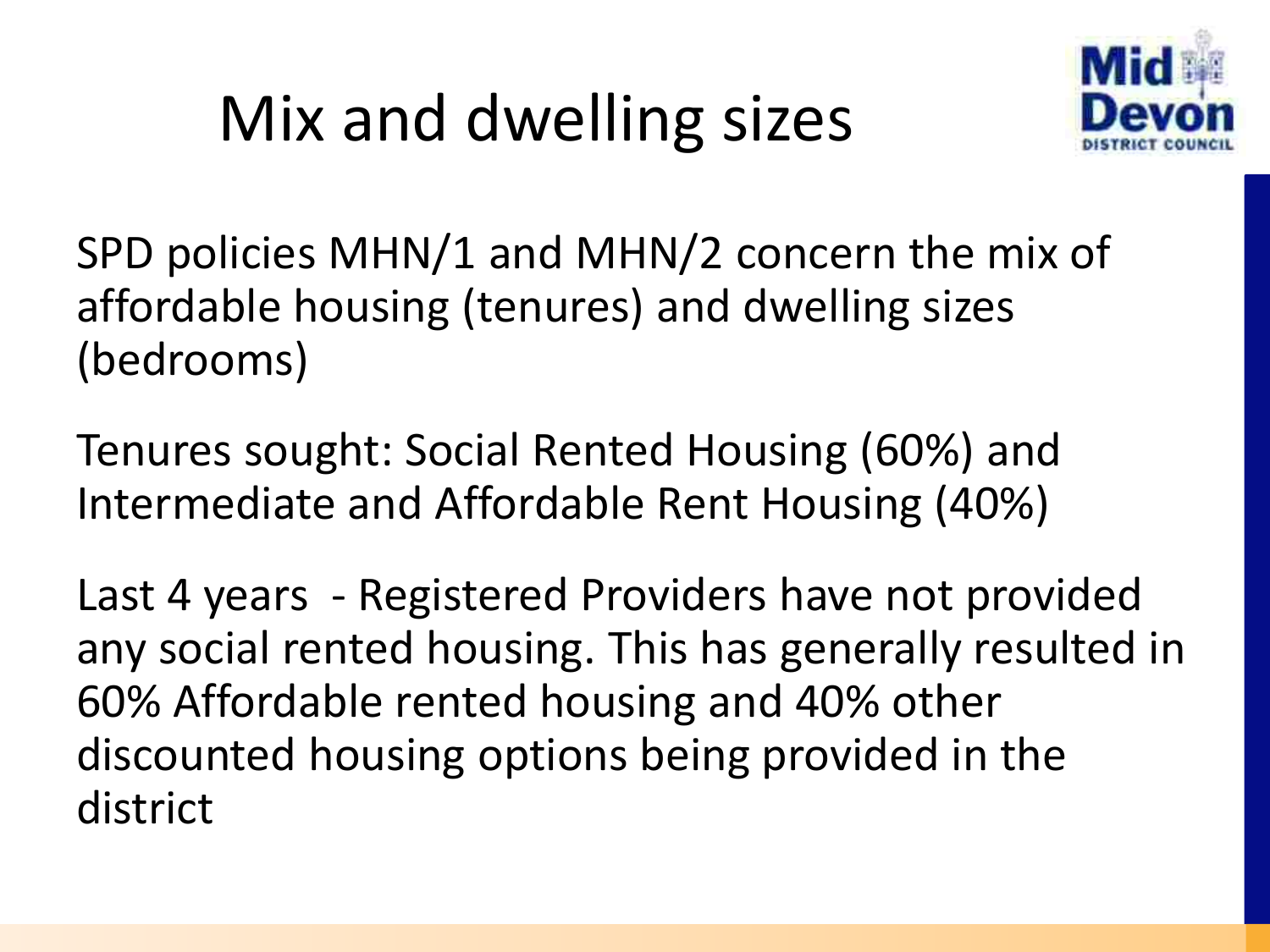# Mix and dwelling sizes

SPD policies MHN/1 and MHN/2 concern the mix of affordable housing (tenures) and dwelling sizes (bedrooms)

Tenures sought: Social Rented Housing (60%) and Intermediate and Affordable Rent Housing (40%)

Last 4 years - Registered Providers have not provided any social rented housing. This has generally resulted in 60% Affordable rented housing and 40% other discounted housing options being provided in the district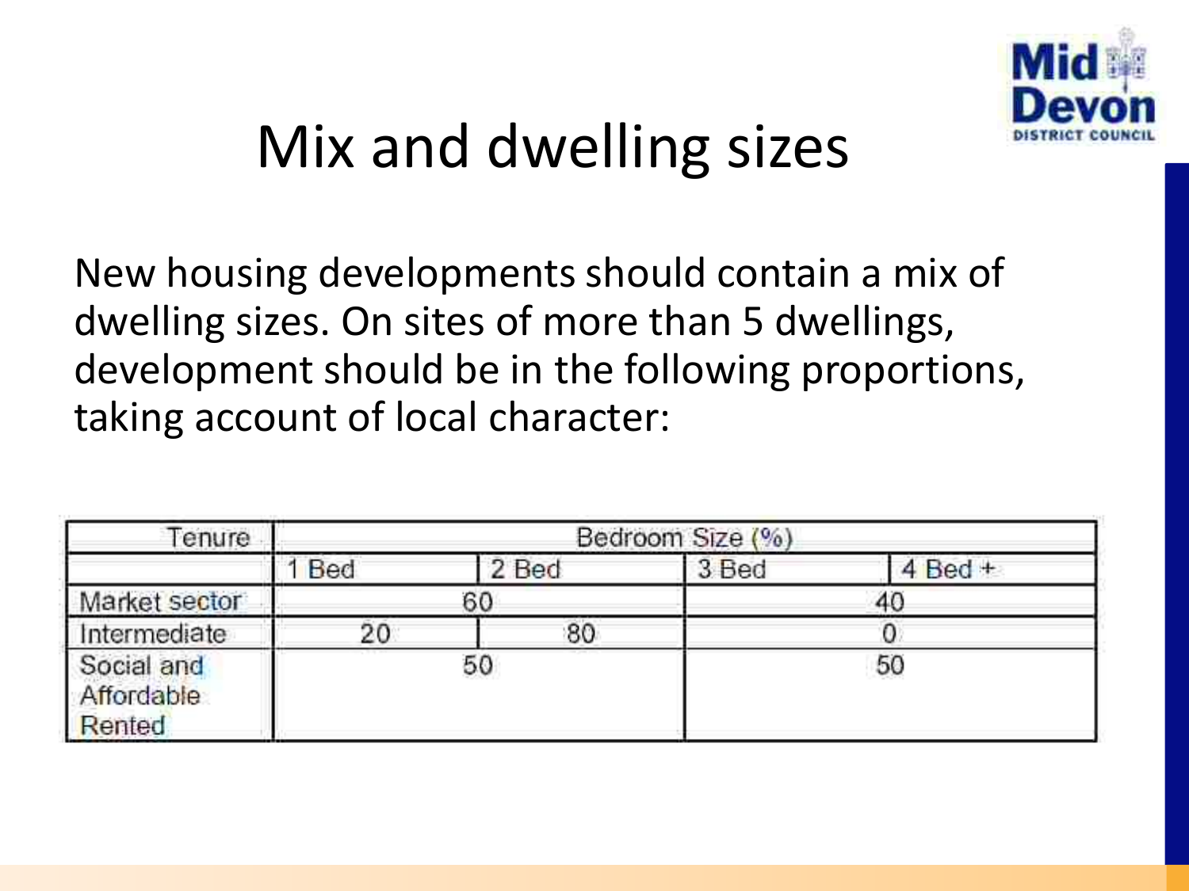# Mix and dwelling sizes

New housing developments should contain a mix of dwelling sizes. On sites of more than 5 dwellings, development should be in the following proportions, taking account of local character:

| Tenure | Bedroom Size (%) | | | |
|---|---|---|---|---|
| | 1 Bed | 2 Bed | 3 Bed | 4 Bed + |
| Market sector | 60 | | 40 | |
| Intermediate | 20 | 80 | 0 | |
| Social and Affordable Rented | 50 | | 50 | |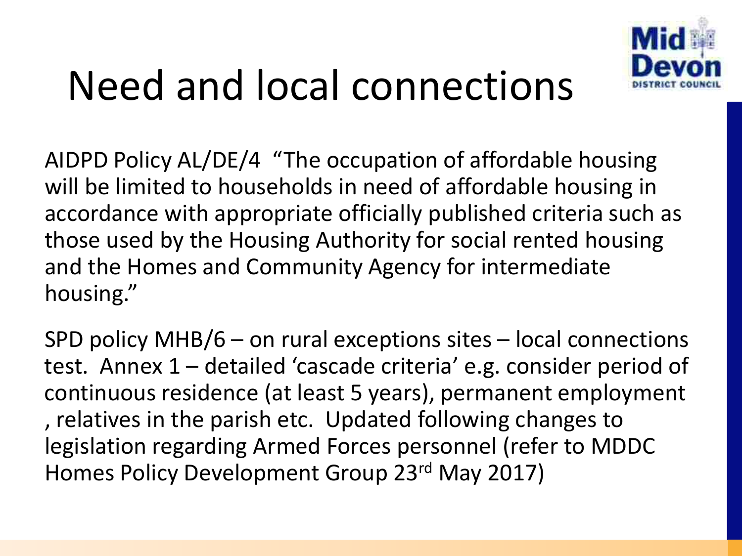# Need and local connections

AIDPD Policy AL/DE/4 "The occupation of affordable housing will be limited to households in need of affordable housing in accordance with appropriate officially published criteria such as those used by the Housing Authority for social rented housing and the Homes and Community Agency for intermediate housing."

SPD policy MHB/6 – on rural exceptions sites – local connections test. Annex 1 – detailed 'cascade criteria' e.g. consider period of continuous residence (at least 5 years), permanent employment , relatives in the parish etc. Updated following changes to legislation regarding Armed Forces personnel (refer to MDDC Homes Policy Development Group 23rd May 2017)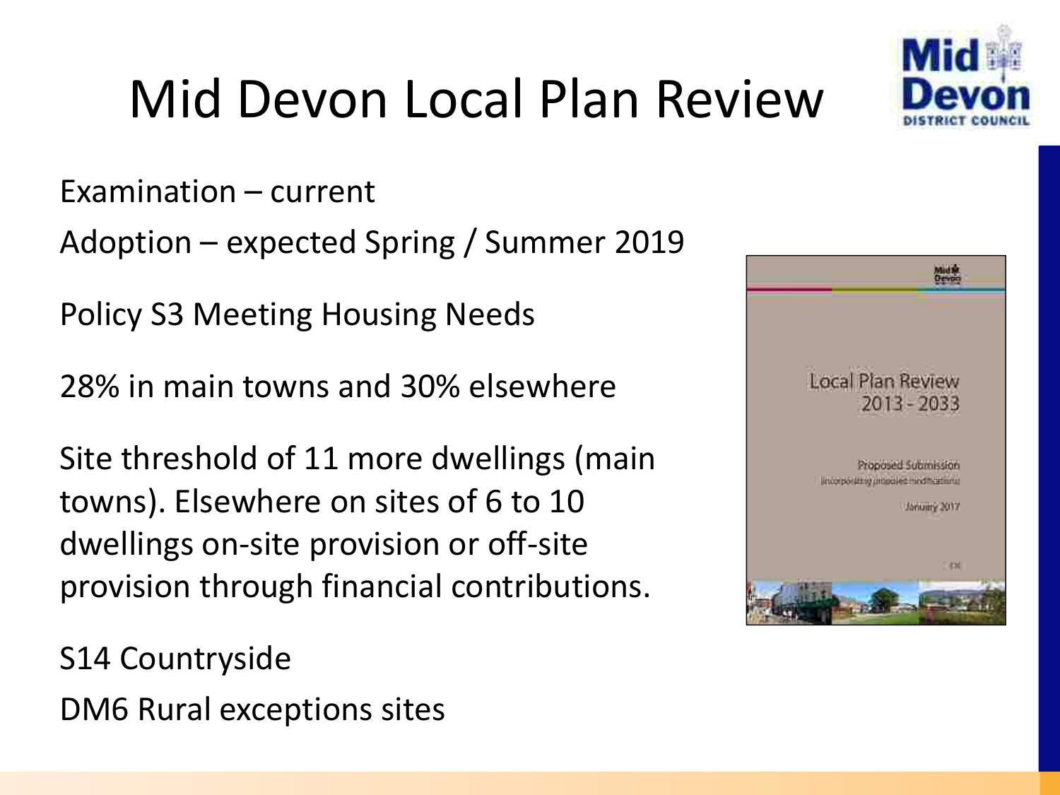# Mid Devon Local Plan Review

Examination – current

Adoption – expected Spring / Summer 2019

Policy S3 Meeting Housing Needs

28% in main towns and 30% elsewhere

Site threshold of 11 more dwellings (main towns). Elsewhere on sites of 6 to 10 dwellings on-site provision or off-site provision through financial contributions.

S14 Countryside

DM6 Rural exceptions sites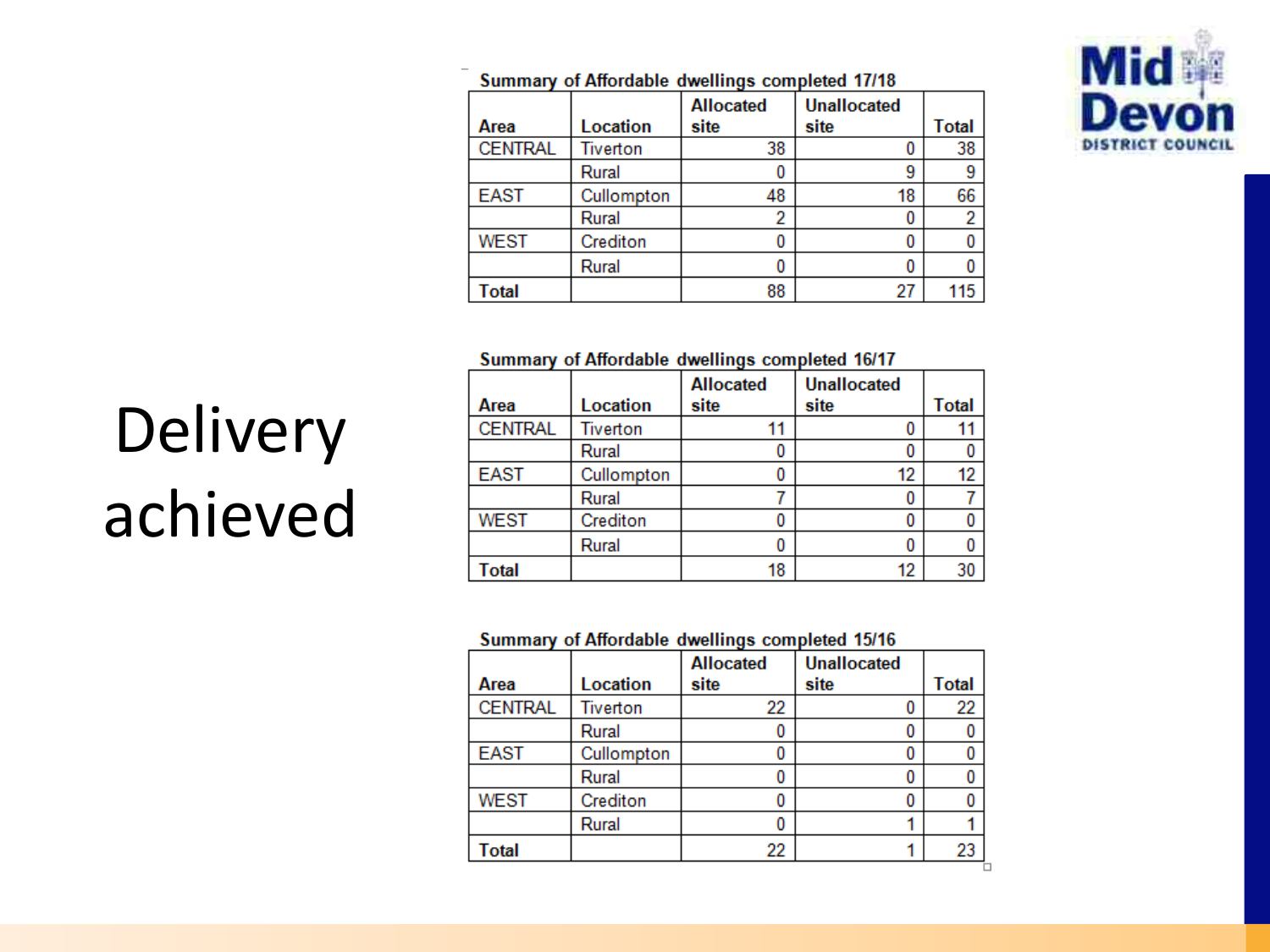# Delivery achieved

**Summary of Affordable dwellings completed 17/18**

| Area | Location | Allocated site | Unallocated site | Total |
|---|---|---|---|---|
| CENTRAL | Tiverton | 38 | 0 | 38 |
| | Rural | 0 | 9 | 9 |
| EAST | Cullompton | 48 | 18 | 66 |
| | Rural | 2 | 0 | 2 |
| WEST | Crediton | 0 | 0 | 0 |
| | Rural | 0 | 0 | 0 |
| **Total** | | 88 | 27 | 115 |

**Summary of Affordable dwellings completed 16/17**

| Area | Location | Allocated site | Unallocated site | Total |
|---|---|---|---|---|
| CENTRAL | Tiverton | 11 | 0 | 11 |
| | Rural | 0 | 0 | 0 |
| EAST | Cullompton | 0 | 12 | 12 |
| | Rural | 7 | 0 | 7 |
| WEST | Crediton | 0 | 0 | 0 |
| | Rural | 0 | 0 | 0 |
| **Total** | | 18 | 12 | 30 |

**Summary of Affordable dwellings completed 15/16**

| Area | Location | Allocated site | Unallocated site | Total |
|---|---|---|---|---|
| CENTRAL | Tiverton | 22 | 0 | 22 |
| | Rural | 0 | 0 | 0 |
| EAST | Cullompton | 0 | 0 | 0 |
| | Rural | 0 | 0 | 0 |
| WEST | Crediton | 0 | 0 | 0 |
| | Rural | 0 | 1 | 1 |
| **Total** | | 22 | 1 | 23 |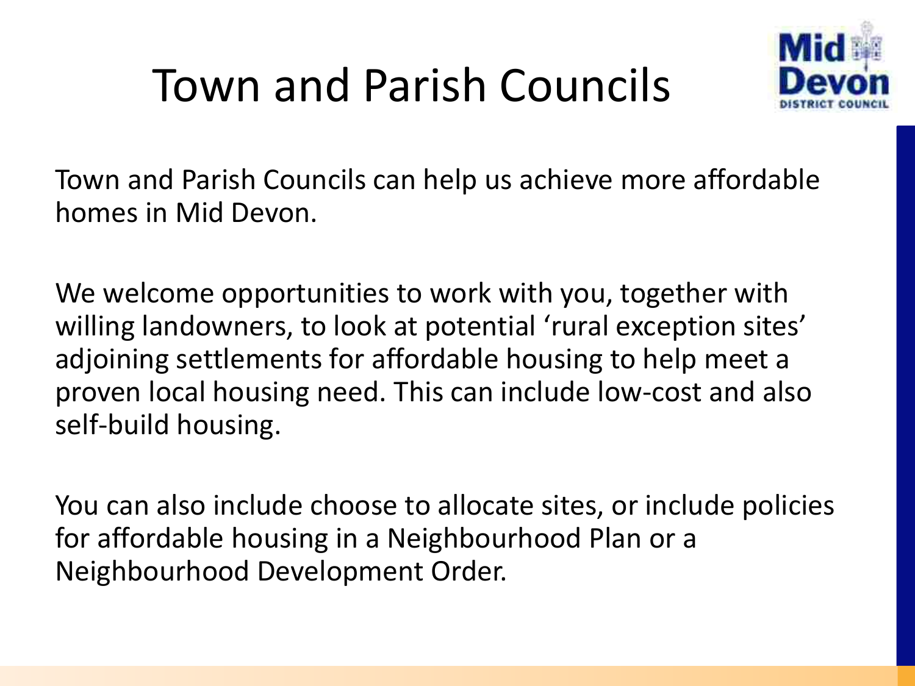# Town and Parish Councils

Town and Parish Councils can help us achieve more affordable homes in Mid Devon.

We welcome opportunities to work with you, together with willing landowners, to look at potential 'rural exception sites' adjoining settlements for affordable housing to help meet a proven local housing need. This can include low-cost and also self-build housing.

You can also include choose to allocate sites, or include policies for affordable housing in a Neighbourhood Plan or a Neighbourhood Development Order.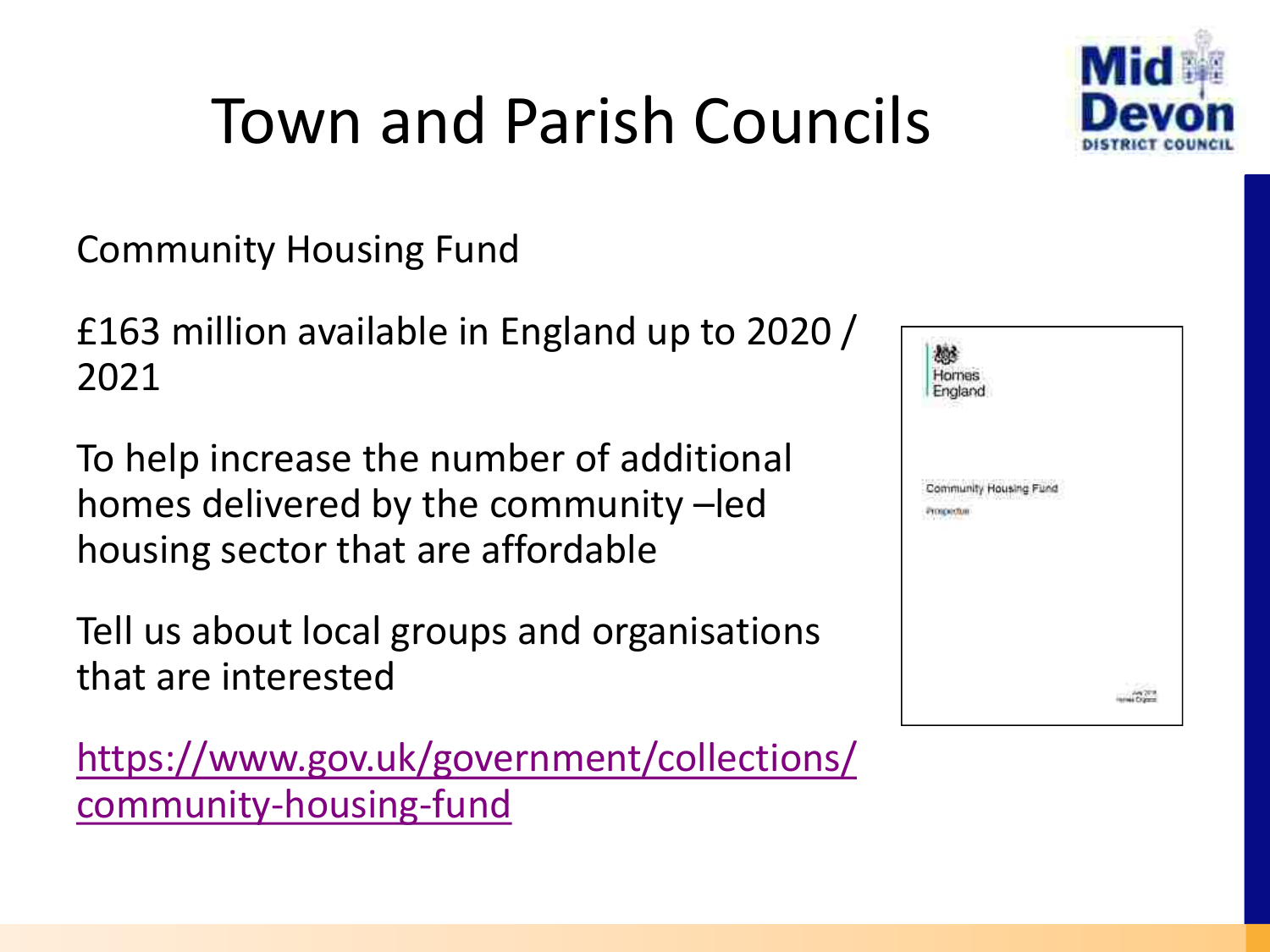# Town and Parish Councils

Community Housing Fund

£163 million available in England up to 2020 / 2021

To help increase the number of additional homes delivered by the community –led housing sector that are affordable

Tell us about local groups and organisations that are interested

https://www.gov.uk/government/collections/community-housing-fund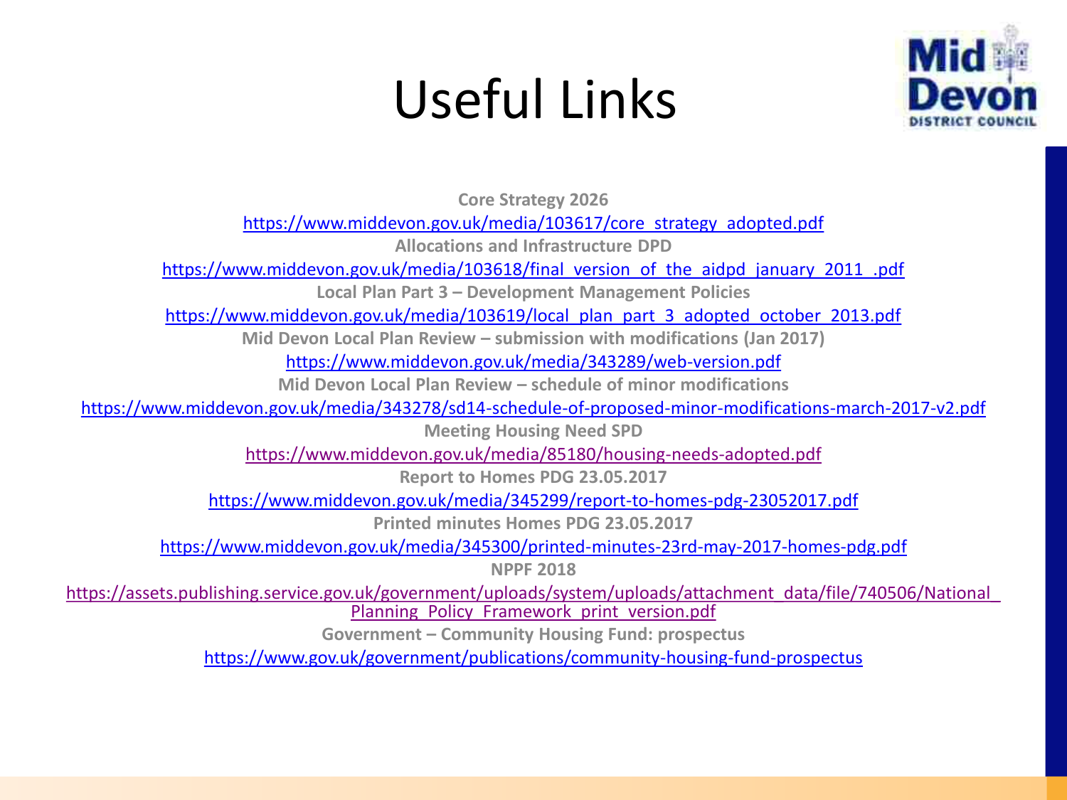# Useful Links

**Core Strategy 2026**

https://www.middevon.gov.uk/media/103617/core_strategy_adopted.pdf

**Allocations and Infrastructure DPD**

https://www.middevon.gov.uk/media/103618/final_version_of_the_aidpd_january_2011_.pdf

**Local Plan Part 3 – Development Management Policies**

https://www.middevon.gov.uk/media/103619/local_plan_part_3_adopted_october_2013.pdf

**Mid Devon Local Plan Review – submission with modifications (Jan 2017)**

https://www.middevon.gov.uk/media/343289/web-version.pdf

**Mid Devon Local Plan Review – schedule of minor modifications**

https://www.middevon.gov.uk/media/343278/sd14-schedule-of-proposed-minor-modifications-march-2017-v2.pdf

**Meeting Housing Need SPD**

https://www.middevon.gov.uk/media/85180/housing-needs-adopted.pdf

**Report to Homes PDG 23.05.2017**

https://www.middevon.gov.uk/media/345299/report-to-homes-pdg-23052017.pdf

**Printed minutes Homes PDG 23.05.2017**

https://www.middevon.gov.uk/media/345300/printed-minutes-23rd-may-2017-homes-pdg.pdf

**NPPF 2018**

https://assets.publishing.service.gov.uk/government/uploads/system/uploads/attachment_data/file/740506/National_Planning_Policy_Framework_print_version.pdf

**Government – Community Housing Fund: prospectus**

https://www.gov.uk/government/publications/community-housing-fund-prospectus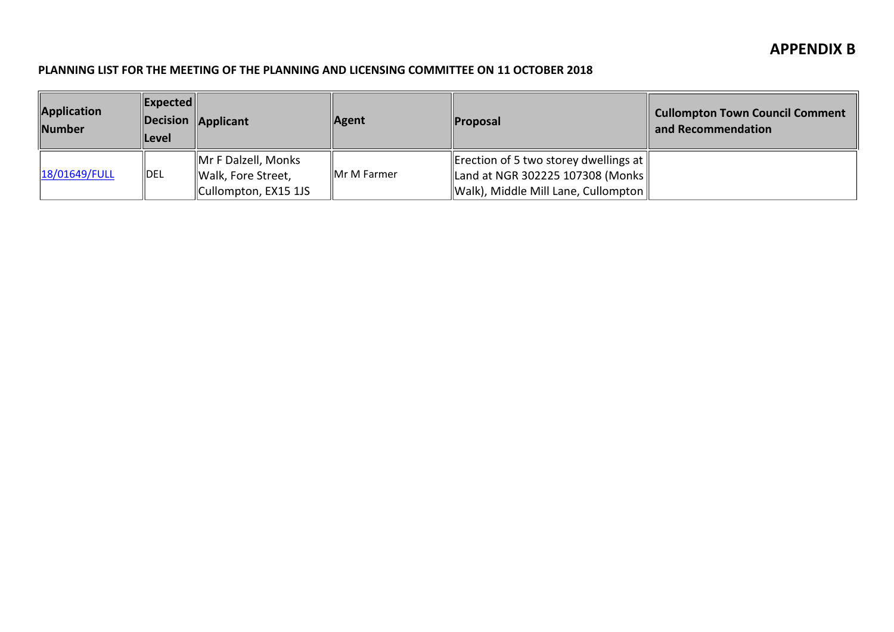# APPENDIX B

**PLANNING LIST FOR THE MEETING OF THE PLANNING AND LICENSING COMMITTEE ON 11 OCTOBER 2018**

| Application Number | Expected Decision Level | Applicant | Agent | Proposal | Cullompton Town Council Comment and Recommendation |
|---|---|---|---|---|---|
| 18/01649/FULL | DEL | Mr F Dalzell, Monks Walk, Fore Street, Cullompton, EX15 1JS | Mr M Farmer | Erection of 5 two storey dwellings at Land at NGR 302225 107308 (Monks Walk), Middle Mill Lane, Cullompton | |